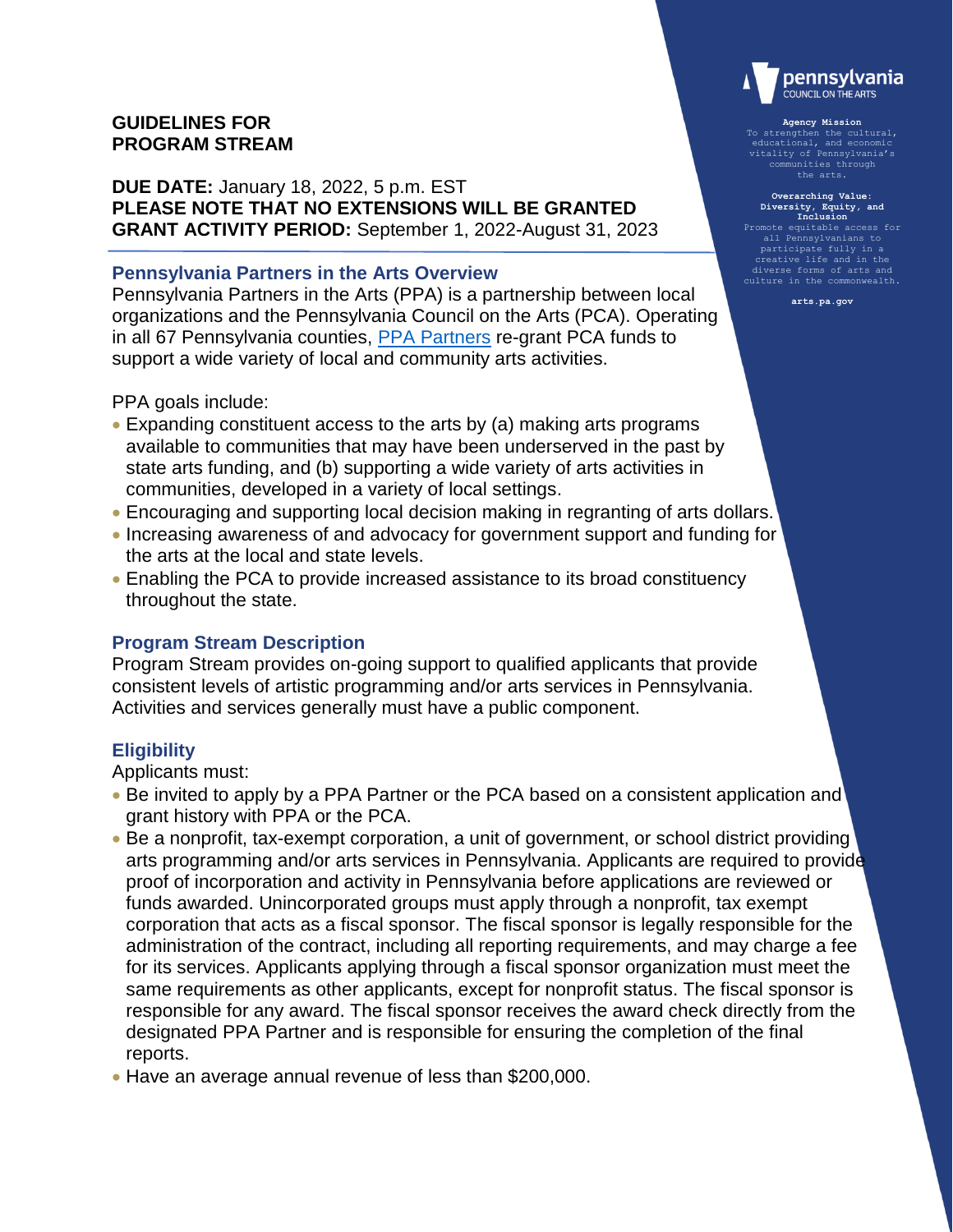# GUIDELINES FOR PROGRAM STREAM

**DUE DATE:** January 18, 2022, 5 p.m. EST
**PLEASE NOTE THAT NO EXTENSIONS WILL BE GRANTED**
**GRANT ACTIVITY PERIOD:** September 1, 2022-August 31, 2023

pennsylvania COUNCIL ON THE ARTS

**Agency Mission**
To strengthen the cultural, educational, and economic vitality of Pennsylvania's communities through the arts.

**Overarching Value: Diversity, Equity, and Inclusion**
Promote equitable access for all Pennsylvanians to participate fully in a creative life and in the diverse forms of arts and culture in the commonwealth.

**arts.pa.gov**

## Pennsylvania Partners in the Arts Overview

Pennsylvania Partners in the Arts (PPA) is a partnership between local organizations and the Pennsylvania Council on the Arts (PCA). Operating in all 67 Pennsylvania counties, PPA Partners re-grant PCA funds to support a wide variety of local and community arts activities.

PPA goals include:

- Expanding constituent access to the arts by (a) making arts programs available to communities that may have been underserved in the past by state arts funding, and (b) supporting a wide variety of arts activities in communities, developed in a variety of local settings.
- Encouraging and supporting local decision making in regranting of arts dollars.
- Increasing awareness of and advocacy for government support and funding for the arts at the local and state levels.
- Enabling the PCA to provide increased assistance to its broad constituency throughout the state.

## Program Stream Description

Program Stream provides on-going support to qualified applicants that provide consistent levels of artistic programming and/or arts services in Pennsylvania. Activities and services generally must have a public component.

## Eligibility

Applicants must:

- Be invited to apply by a PPA Partner or the PCA based on a consistent application and grant history with PPA or the PCA.
- Be a nonprofit, tax-exempt corporation, a unit of government, or school district providing arts programming and/or arts services in Pennsylvania. Applicants are required to provide proof of incorporation and activity in Pennsylvania before applications are reviewed or funds awarded. Unincorporated groups must apply through a nonprofit, tax exempt corporation that acts as a fiscal sponsor. The fiscal sponsor is legally responsible for the administration of the contract, including all reporting requirements, and may charge a fee for its services. Applicants applying through a fiscal sponsor organization must meet the same requirements as other applicants, except for nonprofit status. The fiscal sponsor is responsible for any award. The fiscal sponsor receives the award check directly from the designated PPA Partner and is responsible for ensuring the completion of the final reports.
- Have an average annual revenue of less than $200,000.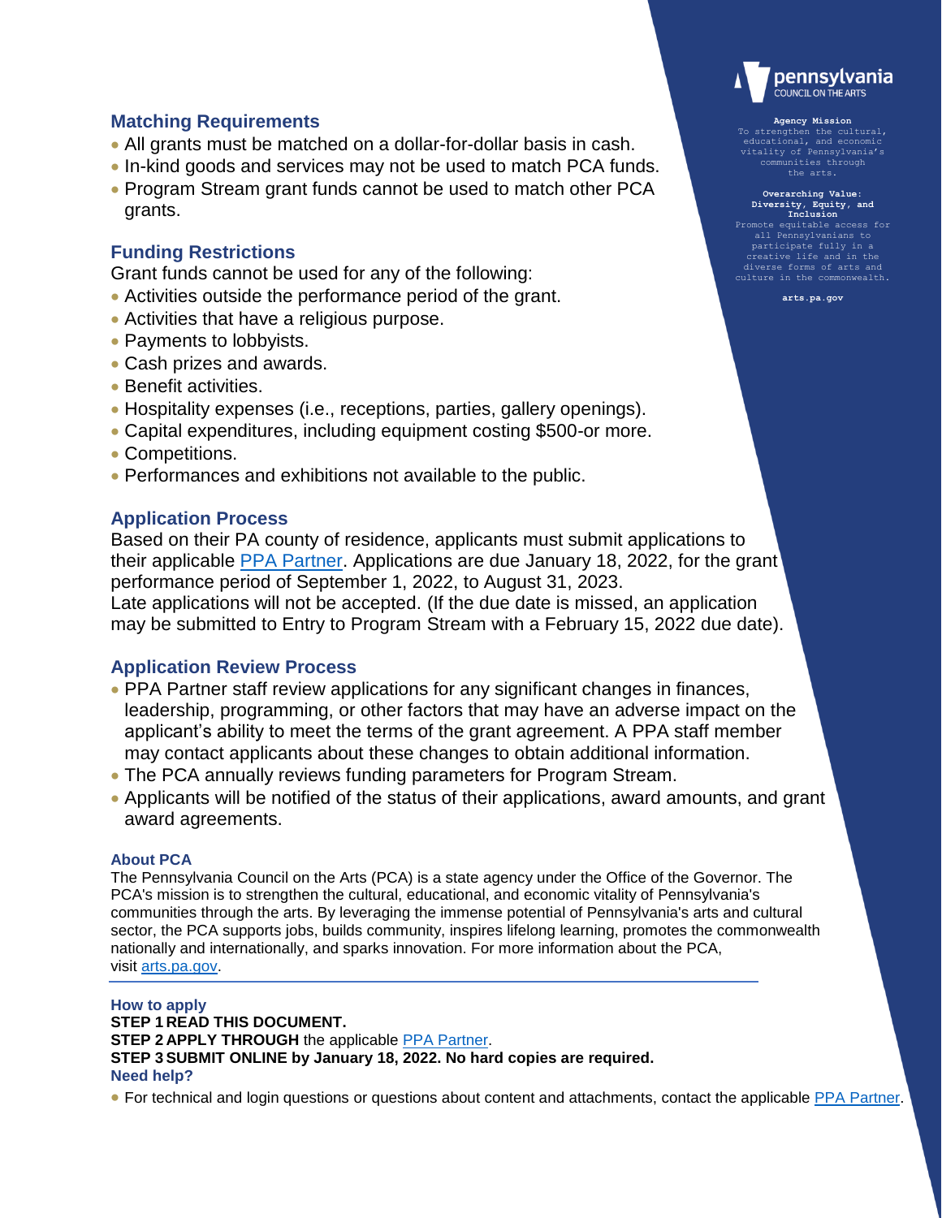## Matching Requirements

- All grants must be matched on a dollar-for-dollar basis in cash.
- In-kind goods and services may not be used to match PCA funds.
- Program Stream grant funds cannot be used to match other PCA grants.

## Funding Restrictions

Grant funds cannot be used for any of the following:

- Activities outside the performance period of the grant.
- Activities that have a religious purpose.
- Payments to lobbyists.
- Cash prizes and awards.
- Benefit activities.
- Hospitality expenses (i.e., receptions, parties, gallery openings).
- Capital expenditures, including equipment costing $500-or more.
- Competitions.
- Performances and exhibitions not available to the public.

## Application Process

Based on their PA county of residence, applicants must submit applications to their applicable PPA Partner. Applications are due January 18, 2022, for the grant performance period of September 1, 2022, to August 31, 2023.
Late applications will not be accepted. (If the due date is missed, an application may be submitted to Entry to Program Stream with a February 15, 2022 due date).

## Application Review Process

- PPA Partner staff review applications for any significant changes in finances, leadership, programming, or other factors that may have an adverse impact on the applicant's ability to meet the terms of the grant agreement. A PPA staff member may contact applicants about these changes to obtain additional information.
- The PCA annually reviews funding parameters for Program Stream.
- Applicants will be notified of the status of their applications, award amounts, and grant award agreements.

### About PCA

The Pennsylvania Council on the Arts (PCA) is a state agency under the Office of the Governor. The PCA's mission is to strengthen the cultural, educational, and economic vitality of Pennsylvania's communities through the arts. By leveraging the immense potential of Pennsylvania's arts and cultural sector, the PCA supports jobs, builds community, inspires lifelong learning, promotes the commonwealth nationally and internationally, and sparks innovation. For more information about the PCA, visit arts.pa.gov.

### How to apply

**STEP 1 READ THIS DOCUMENT.**
**STEP 2 APPLY THROUGH** the applicable PPA Partner.
**STEP 3 SUBMIT ONLINE by January 18, 2022. No hard copies are required.**

### Need help?

- For technical and login questions or questions about content and attachments, contact the applicable PPA Partner.

pennsylvania
COUNCIL ON THE ARTS

**Agency Mission**
To strengthen the cultural, educational, and economic vitality of Pennsylvania's communities through the arts.

**Overarching Value: Diversity, Equity, and Inclusion**
Promote equitable access for all Pennsylvanians to participate fully in a creative life and in the diverse forms of arts and culture in the commonwealth.

**arts.pa.gov**